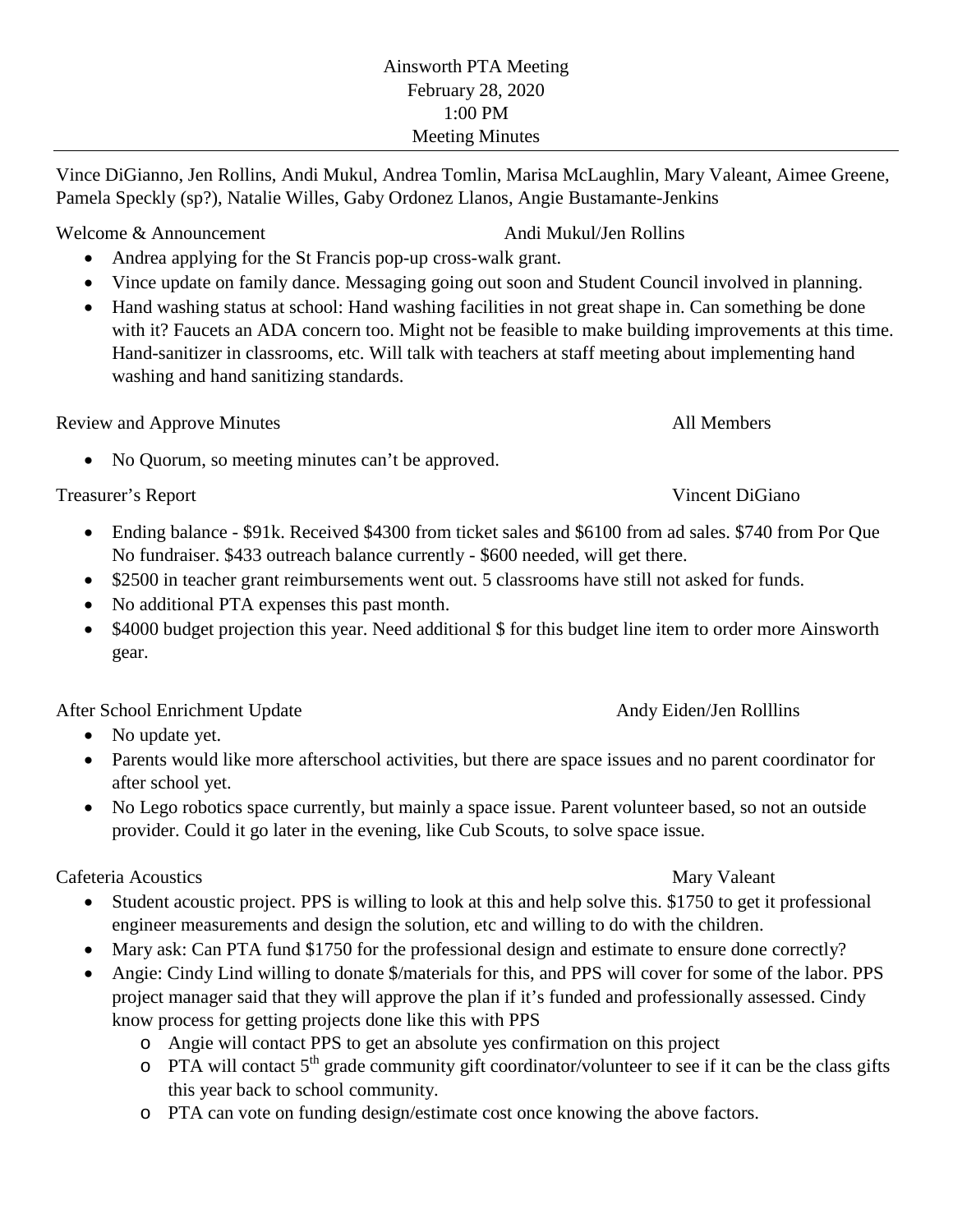# Ainsworth PTA Meeting
February 28, 2020
1:00 PM
Meeting Minutes

---

Vince DiGianno, Jen Rollins, Andi Mukul, Andrea Tomlin, Marisa McLaughlin, Mary Valeant, Aimee Greene, Pamela Speckly (sp?), Natalie Willes, Gaby Ordonez Llanos, Angie Bustamante-Jenkins

Welcome & Announcement — Andi Mukul/Jen Rollins

- Andrea applying for the St Francis pop-up cross-walk grant.
- Vince update on family dance. Messaging going out soon and Student Council involved in planning.
- Hand washing status at school: Hand washing facilities in not great shape in. Can something be done with it? Faucets an ADA concern too. Might not be feasible to make building improvements at this time. Hand-sanitizer in classrooms, etc. Will talk with teachers at staff meeting about implementing hand washing and hand sanitizing standards.

Review and Approve Minutes — All Members

- No Quorum, so meeting minutes can't be approved.

Treasurer's Report — Vincent DiGiano

- Ending balance - $91k. Received $4300 from ticket sales and $6100 from ad sales. $740 from Por Que No fundraiser. $433 outreach balance currently - $600 needed, will get there.
- $2500 in teacher grant reimbursements went out. 5 classrooms have still not asked for funds.
- No additional PTA expenses this past month.
- $4000 budget projection this year. Need additional $ for this budget line item to order more Ainsworth gear.

After School Enrichment Update — Andy Eiden/Jen Rolllins

- No update yet.
- Parents would like more afterschool activities, but there are space issues and no parent coordinator for after school yet.
- No Lego robotics space currently, but mainly a space issue. Parent volunteer based, so not an outside provider. Could it go later in the evening, like Cub Scouts, to solve space issue.

Cafeteria Acoustics — Mary Valeant

- Student acoustic project. PPS is willing to look at this and help solve this. $1750 to get it professional engineer measurements and design the solution, etc and willing to do with the children.
- Mary ask: Can PTA fund $1750 for the professional design and estimate to ensure done correctly?
- Angie: Cindy Lind willing to donate $/materials for this, and PPS will cover for some of the labor. PPS project manager said that they will approve the plan if it's funded and professionally assessed. Cindy know process for getting projects done like this with PPS
  - Angie will contact PPS to get an absolute yes confirmation on this project
  - PTA will contact 5th grade community gift coordinator/volunteer to see if it can be the class gifts this year back to school community.
  - PTA can vote on funding design/estimate cost once knowing the above factors.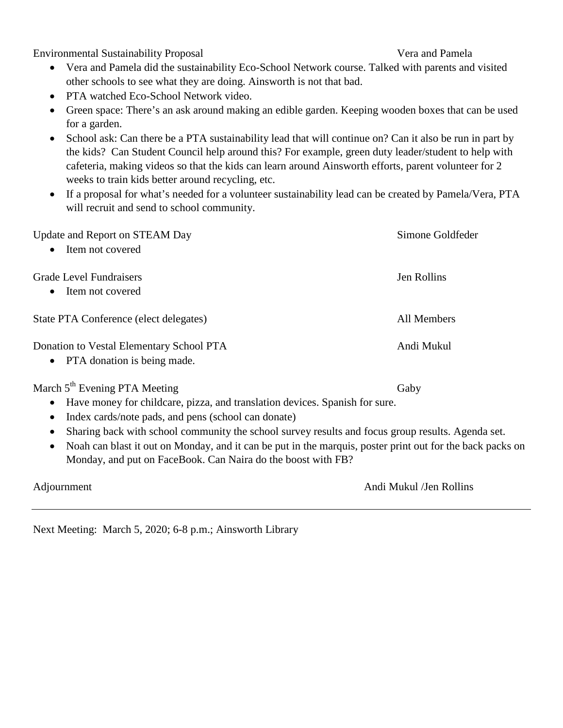Environmental Sustainability Proposal — Vera and Pamela

- Vera and Pamela did the sustainability Eco-School Network course. Talked with parents and visited other schools to see what they are doing. Ainsworth is not that bad.
- PTA watched Eco-School Network video.
- Green space: There's an ask around making an edible garden. Keeping wooden boxes that can be used for a garden.
- School ask: Can there be a PTA sustainability lead that will continue on? Can it also be run in part by the kids? Can Student Council help around this? For example, green duty leader/student to help with cafeteria, making videos so that the kids can learn around Ainsworth efforts, parent volunteer for 2 weeks to train kids better around recycling, etc.
- If a proposal for what's needed for a volunteer sustainability lead can be created by Pamela/Vera, PTA will recruit and send to school community.

Update and Report on STEAM Day — Simone Goldfeder

- Item not covered

Grade Level Fundraisers — Jen Rollins

- Item not covered

State PTA Conference (elect delegates) — All Members

Donation to Vestal Elementary School PTA — Andi Mukul

- PTA donation is being made.

March 5th Evening PTA Meeting — Gaby

- Have money for childcare, pizza, and translation devices. Spanish for sure.
- Index cards/note pads, and pens (school can donate)
- Sharing back with school community the school survey results and focus group results. Agenda set.
- Noah can blast it out on Monday, and it can be put in the marquis, poster print out for the back packs on Monday, and put on FaceBook. Can Naira do the boost with FB?

Adjournment — Andi Mukul /Jen Rollins

---

Next Meeting: March 5, 2020; 6-8 p.m.; Ainsworth Library